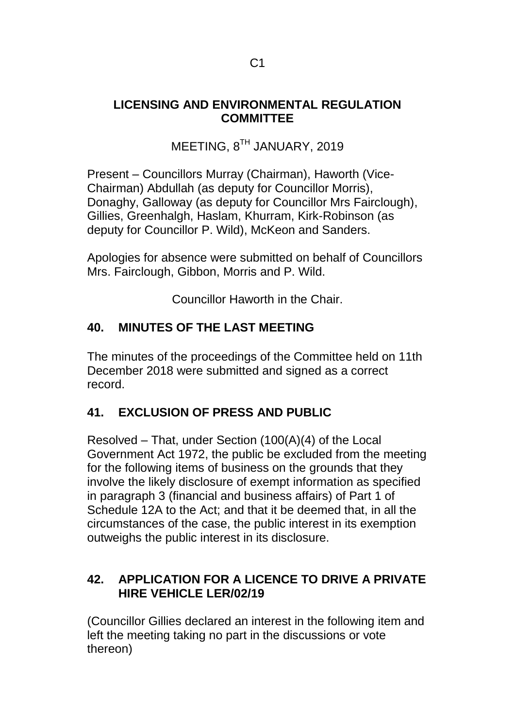C1

# LICENSING AND ENVIRONMENTAL REGULATION COMMITTEE

MEETING, 8TH JANUARY, 2019

Present – Councillors Murray (Chairman), Haworth (Vice-Chairman) Abdullah (as deputy for Councillor Morris), Donaghy, Galloway (as deputy for Councillor Mrs Fairclough), Gillies, Greenhalgh, Haslam, Khurram, Kirk-Robinson (as deputy for Councillor P. Wild), McKeon and Sanders.

Apologies for absence were submitted on behalf of Councillors Mrs. Fairclough, Gibbon, Morris and P. Wild.

Councillor Haworth in the Chair.

## 40. MINUTES OF THE LAST MEETING

The minutes of the proceedings of the Committee held on 11th December 2018 were submitted and signed as a correct record.

## 41. EXCLUSION OF PRESS AND PUBLIC

Resolved – That, under Section (100(A)(4) of the Local Government Act 1972, the public be excluded from the meeting for the following items of business on the grounds that they involve the likely disclosure of exempt information as specified in paragraph 3 (financial and business affairs) of Part 1 of Schedule 12A to the Act; and that it be deemed that, in all the circumstances of the case, the public interest in its exemption outweighs the public interest in its disclosure.

## 42. APPLICATION FOR A LICENCE TO DRIVE A PRIVATE HIRE VEHICLE LER/02/19

(Councillor Gillies declared an interest in the following item and left the meeting taking no part in the discussions or vote thereon)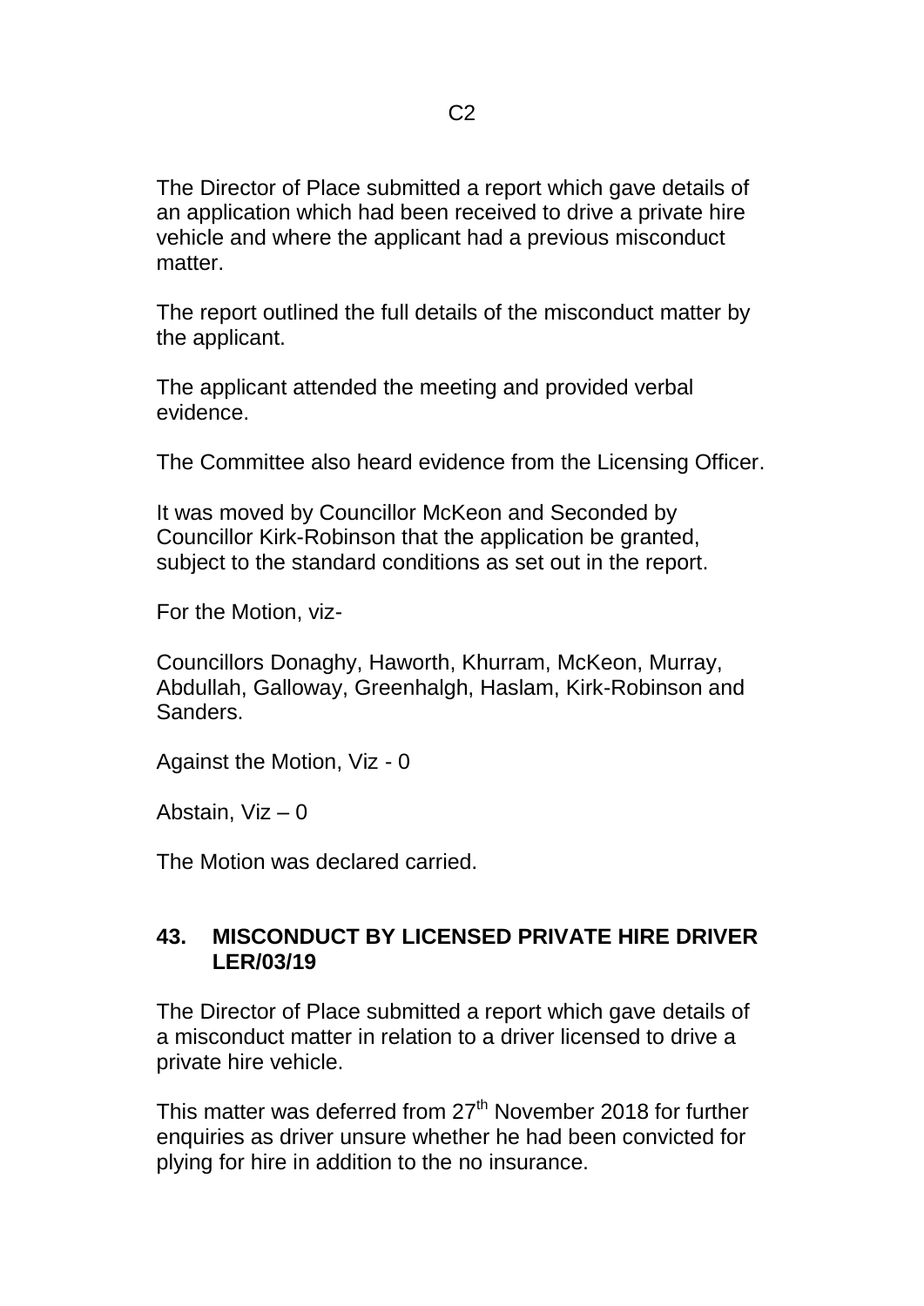The Director of Place submitted a report which gave details of an application which had been received to drive a private hire vehicle and where the applicant had a previous misconduct matter.

The report outlined the full details of the misconduct matter by the applicant.

The applicant attended the meeting and provided verbal evidence.

The Committee also heard evidence from the Licensing Officer.

It was moved by Councillor McKeon and Seconded by Councillor Kirk-Robinson that the application be granted, subject to the standard conditions as set out in the report.

For the Motion, viz-

Councillors Donaghy, Haworth, Khurram, McKeon, Murray, Abdullah, Galloway, Greenhalgh, Haslam, Kirk-Robinson and Sanders.

Against the Motion, Viz - 0

Abstain, Viz – 0

The Motion was declared carried.

## 43. MISCONDUCT BY LICENSED PRIVATE HIRE DRIVER LER/03/19

The Director of Place submitted a report which gave details of a misconduct matter in relation to a driver licensed to drive a private hire vehicle.

This matter was deferred from 27th November 2018 for further enquiries as driver unsure whether he had been convicted for plying for hire in addition to the no insurance.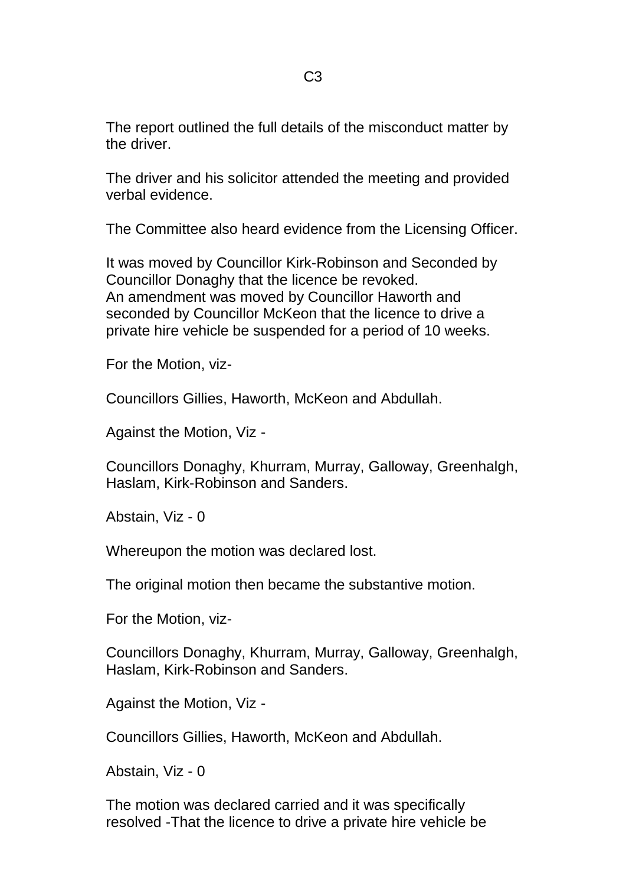The report outlined the full details of the misconduct matter by the driver.

The driver and his solicitor attended the meeting and provided verbal evidence.

The Committee also heard evidence from the Licensing Officer.

It was moved by Councillor Kirk-Robinson and Seconded by Councillor Donaghy that the licence be revoked.
An amendment was moved by Councillor Haworth and seconded by Councillor McKeon that the licence to drive a private hire vehicle be suspended for a period of 10 weeks.

For the Motion, viz-

Councillors Gillies, Haworth, McKeon and Abdullah.

Against the Motion, Viz -

Councillors Donaghy, Khurram, Murray, Galloway, Greenhalgh, Haslam, Kirk-Robinson and Sanders.

Abstain, Viz - 0

Whereupon the motion was declared lost.

The original motion then became the substantive motion.

For the Motion, viz-

Councillors Donaghy, Khurram, Murray, Galloway, Greenhalgh, Haslam, Kirk-Robinson and Sanders.

Against the Motion, Viz -

Councillors Gillies, Haworth, McKeon and Abdullah.

Abstain, Viz - 0

The motion was declared carried and it was specifically resolved -That the licence to drive a private hire vehicle be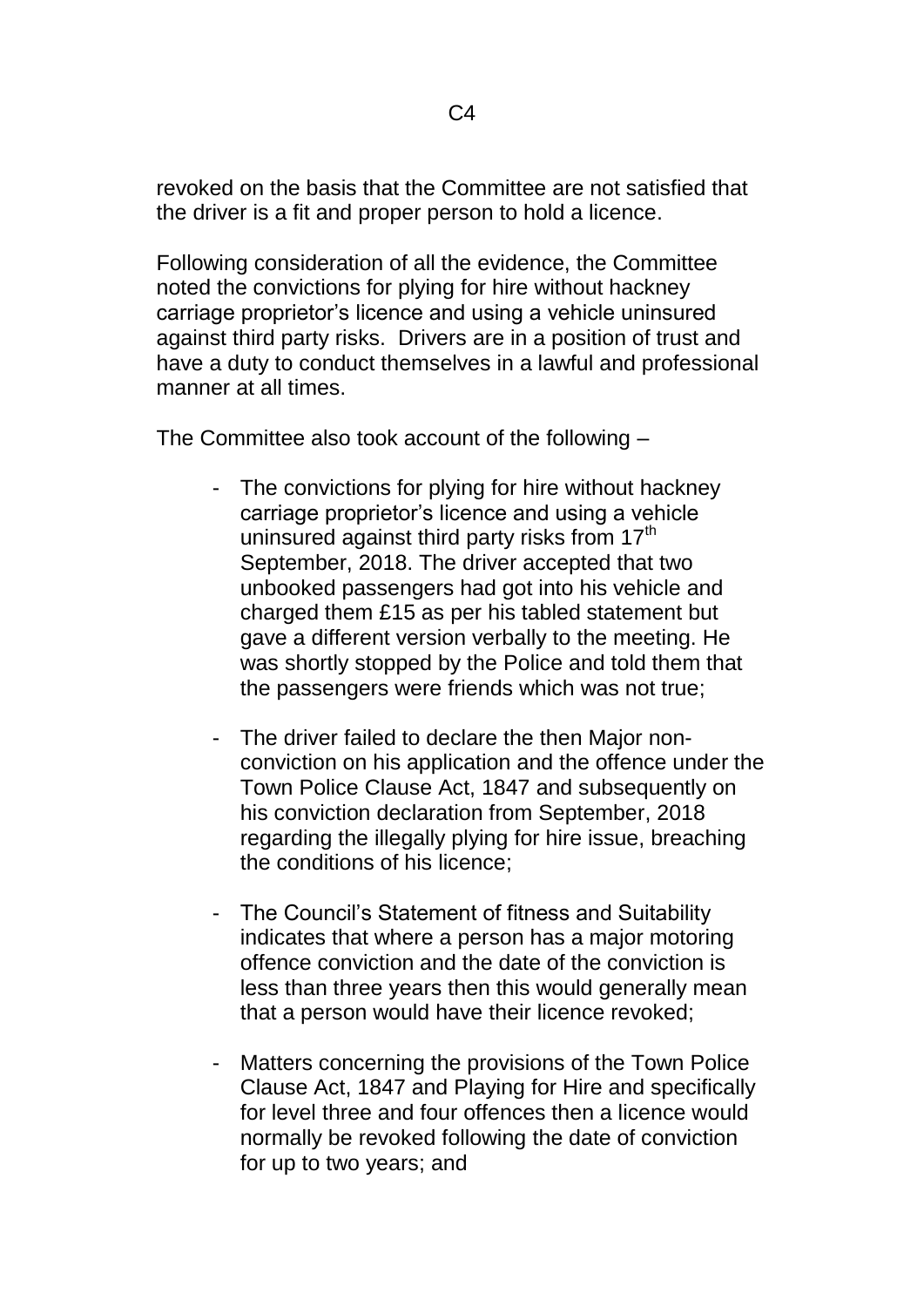revoked on the basis that the Committee are not satisfied that the driver is a fit and proper person to hold a licence.

Following consideration of all the evidence, the Committee noted the convictions for plying for hire without hackney carriage proprietor's licence and using a vehicle uninsured against third party risks. Drivers are in a position of trust and have a duty to conduct themselves in a lawful and professional manner at all times.

The Committee also took account of the following –

- The convictions for plying for hire without hackney carriage proprietor's licence and using a vehicle uninsured against third party risks from 17th September, 2018. The driver accepted that two unbooked passengers had got into his vehicle and charged them £15 as per his tabled statement but gave a different version verbally to the meeting. He was shortly stopped by the Police and told them that the passengers were friends which was not true;

- The driver failed to declare the then Major non-conviction on his application and the offence under the Town Police Clause Act, 1847 and subsequently on his conviction declaration from September, 2018 regarding the illegally plying for hire issue, breaching the conditions of his licence;

- The Council's Statement of fitness and Suitability indicates that where a person has a major motoring offence conviction and the date of the conviction is less than three years then this would generally mean that a person would have their licence revoked;

- Matters concerning the provisions of the Town Police Clause Act, 1847 and Playing for Hire and specifically for level three and four offences then a licence would normally be revoked following the date of conviction for up to two years; and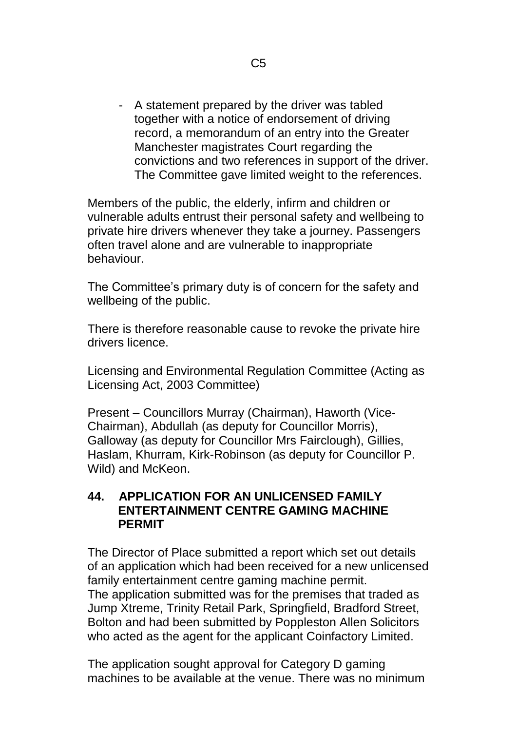- A statement prepared by the driver was tabled together with a notice of endorsement of driving record, a memorandum of an entry into the Greater Manchester magistrates Court regarding the convictions and two references in support of the driver. The Committee gave limited weight to the references.

Members of the public, the elderly, infirm and children or vulnerable adults entrust their personal safety and wellbeing to private hire drivers whenever they take a journey. Passengers often travel alone and are vulnerable to inappropriate behaviour.

The Committee's primary duty is of concern for the safety and wellbeing of the public.

There is therefore reasonable cause to revoke the private hire drivers licence.

Licensing and Environmental Regulation Committee (Acting as Licensing Act, 2003 Committee)

Present – Councillors Murray (Chairman), Haworth (Vice-Chairman), Abdullah (as deputy for Councillor Morris), Galloway (as deputy for Councillor Mrs Fairclough), Gillies, Haslam, Khurram, Kirk-Robinson (as deputy for Councillor P. Wild) and McKeon.

## 44. APPLICATION FOR AN UNLICENSED FAMILY ENTERTAINMENT CENTRE GAMING MACHINE PERMIT

The Director of Place submitted a report which set out details of an application which had been received for a new unlicensed family entertainment centre gaming machine permit.
The application submitted was for the premises that traded as Jump Xtreme, Trinity Retail Park, Springfield, Bradford Street, Bolton and had been submitted by Poppleston Allen Solicitors who acted as the agent for the applicant Coinfactory Limited.

The application sought approval for Category D gaming machines to be available at the venue. There was no minimum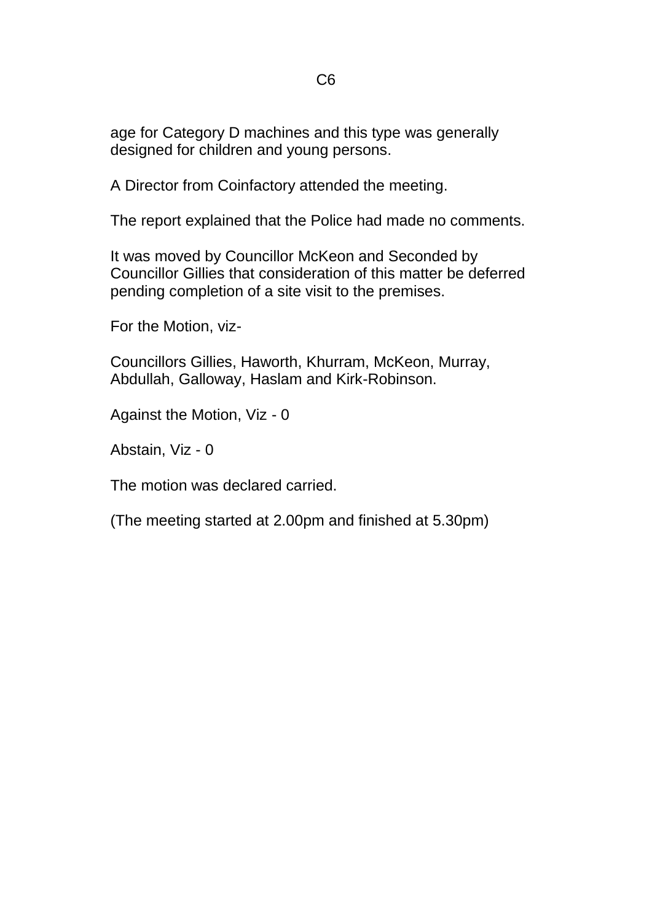age for Category D machines and this type was generally designed for children and young persons.

A Director from Coinfactory attended the meeting.

The report explained that the Police had made no comments.

It was moved by Councillor McKeon and Seconded by Councillor Gillies that consideration of this matter be deferred pending completion of a site visit to the premises.

For the Motion, viz-

Councillors Gillies, Haworth, Khurram, McKeon, Murray, Abdullah, Galloway, Haslam and Kirk-Robinson.

Against the Motion, Viz - 0

Abstain, Viz - 0

The motion was declared carried.

(The meeting started at 2.00pm and finished at 5.30pm)